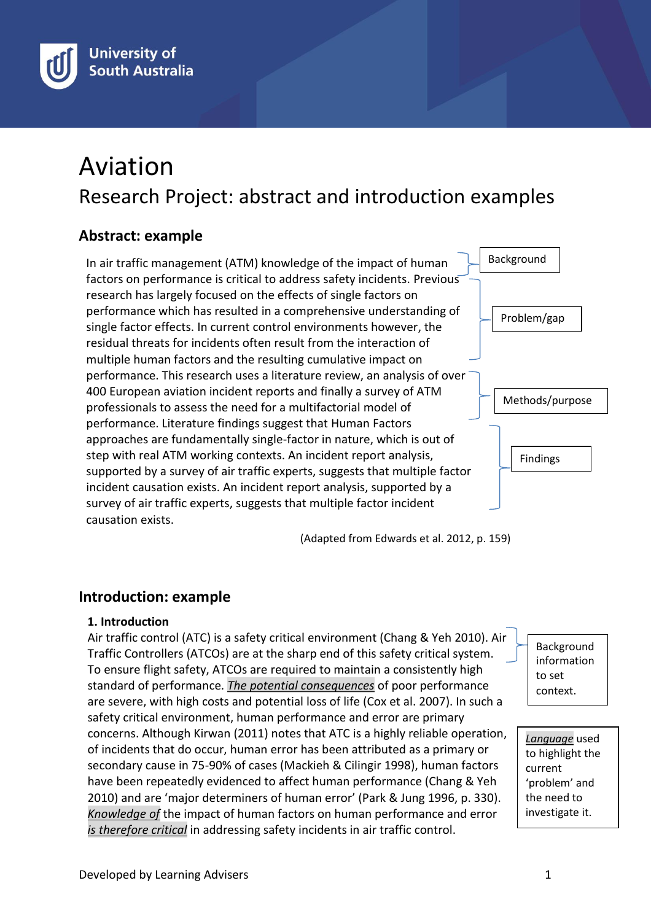# Aviation

## Research Project: abstract and introduction examples

### Abstract: example

In air traffic management (ATM) knowledge of the impact of human factors on performance is critical to address safety incidents. Previous research has largely focused on the effects of single factors on performance which has resulted in a comprehensive understanding of single factor effects. In current control environments however, the residual threats for incidents often result from the interaction of multiple human factors and the resulting cumulative impact on performance. This research uses a literature review, an analysis of over 400 European aviation incident reports and finally a survey of ATM professionals to assess the need for a multifactorial model of performance. Literature findings suggest that Human Factors approaches are fundamentally single-factor in nature, which is out of step with real ATM working contexts. An incident report analysis, supported by a survey of air traffic experts, suggests that multiple factor incident causation exists. An incident report analysis, supported by a survey of air traffic experts, suggests that multiple factor incident causation exists.

Background

Problem/gap

Methods/purpose

Findings

(Adapted from Edwards et al. 2012, p. 159)

### Introduction: example

**1. Introduction**

Air traffic control (ATC) is a safety critical environment (Chang & Yeh 2010). Air Traffic Controllers (ATCOs) are at the sharp end of this safety critical system. To ensure flight safety, ATCOs are required to maintain a consistently high standard of performance. *The potential consequences* of poor performance are severe, with high costs and potential loss of life (Cox et al. 2007). In such a safety critical environment, human performance and error are primary concerns. Although Kirwan (2011) notes that ATC is a highly reliable operation, of incidents that do occur, human error has been attributed as a primary or secondary cause in 75-90% of cases (Mackieh & Cilingir 1998), human factors have been repeatedly evidenced to affect human performance (Chang & Yeh 2010) and are 'major determiners of human error' (Park & Jung 1996, p. 330). *Knowledge of* the impact of human factors on human performance and error *is therefore critical* in addressing safety incidents in air traffic control.

Background information to set context.

*Language* used to highlight the current 'problem' and the need to investigate it.

Developed by Learning Advisers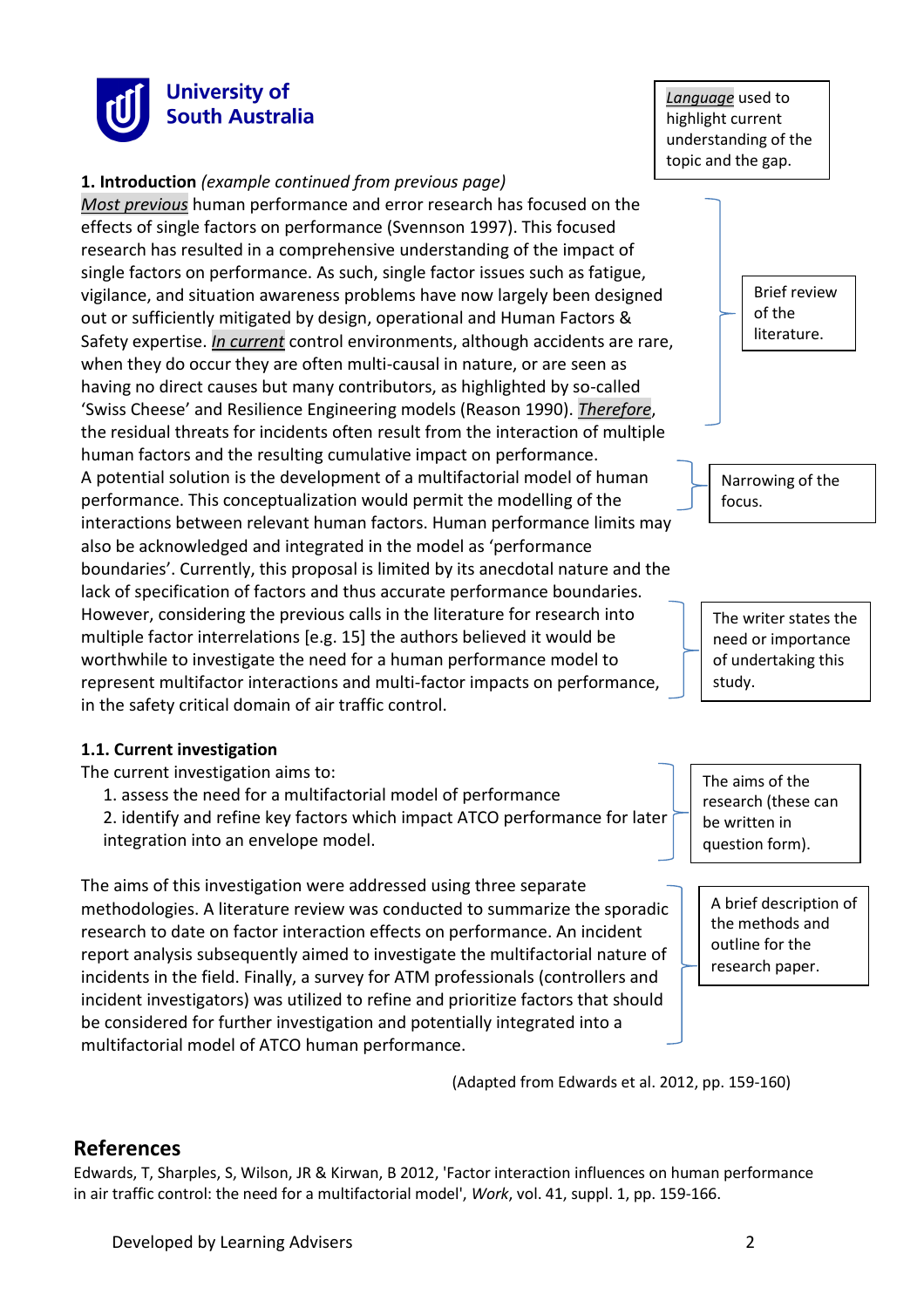University of South Australia

**1. Introduction** *(example continued from previous page)*

*Language* used to highlight current understanding of the topic and the gap.

*Most previous* human performance and error research has focused on the effects of single factors on performance (Svennson 1997). This focused research has resulted in a comprehensive understanding of the impact of single factors on performance. As such, single factor issues such as fatigue, vigilance, and situation awareness problems have now largely been designed out or sufficiently mitigated by design, operational and Human Factors & Safety expertise. *In current* control environments, although accidents are rare, when they do occur they are often multi-causal in nature, or are seen as having no direct causes but many contributors, as highlighted by so-called 'Swiss Cheese' and Resilience Engineering models (Reason 1990). *Therefore*, the residual threats for incidents often result from the interaction of multiple human factors and the resulting cumulative impact on performance.

> Brief review of the literature.

A potential solution is the development of a multifactorial model of human performance. This conceptualization would permit the modelling of the interactions between relevant human factors. Human performance limits may also be acknowledged and integrated in the model as 'performance boundaries'. Currently, this proposal is limited by its anecdotal nature and the lack of specification of factors and thus accurate performance boundaries.

> Narrowing of the focus.

However, considering the previous calls in the literature for research into multiple factor interrelations [e.g. 15] the authors believed it would be worthwhile to investigate the need for a human performance model to represent multifactor interactions and multi-factor impacts on performance, in the safety critical domain of air traffic control.

> The writer states the need or importance of undertaking this study.

### 1.1. Current investigation

The current investigation aims to:

1. assess the need for a multifactorial model of performance
2. identify and refine key factors which impact ATCO performance for later integration into an envelope model.

> The aims of the research (these can be written in question form).

The aims of this investigation were addressed using three separate methodologies. A literature review was conducted to summarize the sporadic research to date on factor interaction effects on performance. An incident report analysis subsequently aimed to investigate the multifactorial nature of incidents in the field. Finally, a survey for ATM professionals (controllers and incident investigators) was utilized to refine and prioritize factors that should be considered for further investigation and potentially integrated into a multifactorial model of ATCO human performance.

> A brief description of the methods and outline for the research paper.

(Adapted from Edwards et al. 2012, pp. 159-160)

## References

Edwards, T, Sharples, S, Wilson, JR & Kirwan, B 2012, 'Factor interaction influences on human performance in air traffic control: the need for a multifactorial model', *Work*, vol. 41, suppl. 1, pp. 159-166.

Developed by Learning Advisers